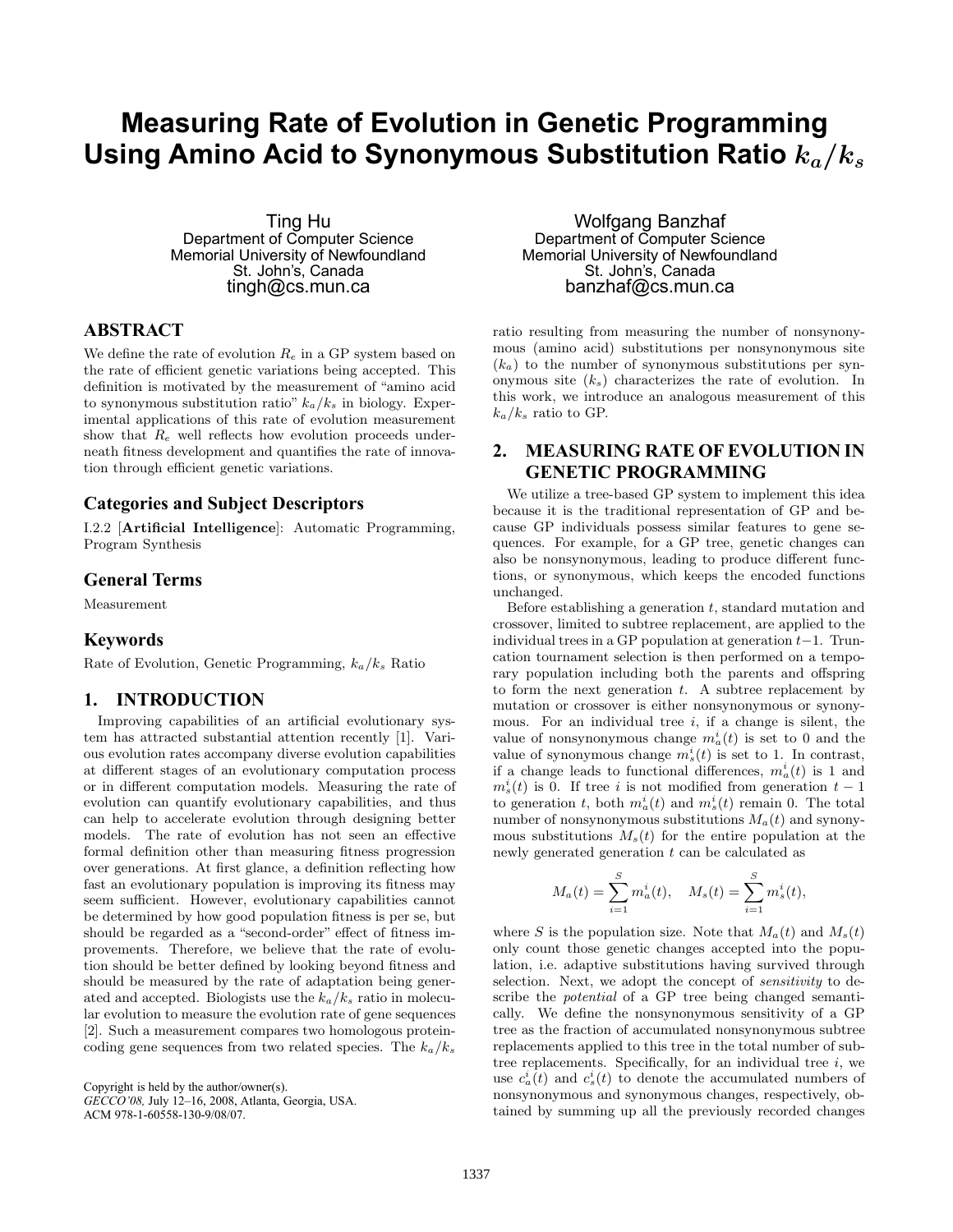# Measuring Rate of Evolution in Genetic Programming Using Amino Acid to Synonymous Substitution Ratio $k_a/k_s$

Ting Hu
Department of Computer Science
Memorial University of Newfoundland
St. John's, Canada
tingh@cs.mun.ca

Wolfgang Banzhaf
Department of Computer Science
Memorial University of Newfoundland
St. John's, Canada
banzhaf@cs.mun.ca

## ABSTRACT

We define the rate of evolution $R_e$ in a GP system based on the rate of efficient genetic variations being accepted. This definition is motivated by the measurement of "amino acid to synonymous substitution ratio" $k_a/k_s$ in biology. Experimental applications of this rate of evolution measurement show that $R_e$ well reflects how evolution proceeds underneath fitness development and quantifies the rate of innovation through efficient genetic variations.

### Categories and Subject Descriptors

I.2.2 [**Artificial Intelligence**]: Automatic Programming, Program Synthesis

### General Terms

Measurement

### Keywords

Rate of Evolution, Genetic Programming, $k_a/k_s$ Ratio

## 1. INTRODUCTION

Improving capabilities of an artificial evolutionary system has attracted substantial attention recently [1]. Various evolution rates accompany diverse evolution capabilities at different stages of an evolutionary computation process or in different computation models. Measuring the rate of evolution can quantify evolutionary capabilities, and thus can help to accelerate evolution through designing better models. The rate of evolution has not seen an effective formal definition other than measuring fitness progression over generations. At first glance, a definition reflecting how fast an evolutionary population is improving its fitness may seem sufficient. However, evolutionary capabilities cannot be determined by how good population fitness is per se, but should be regarded as a "second-order" effect of fitness improvements. Therefore, we believe that the rate of evolution should be better defined by looking beyond fitness and should be measured by the rate of adaptation being generated and accepted. Biologists use the $k_a/k_s$ ratio in molecular evolution to measure the evolution rate of gene sequences [2]. Such a measurement compares two homologous protein-coding gene sequences from two related species. The $k_a/k_s$ ratio resulting from measuring the number of nonsynonymous (amino acid) substitutions per nonsynonymous site ($k_a$) to the number of synonymous substitutions per synonymous site ($k_s$) characterizes the rate of evolution. In this work, we introduce an analogous measurement of this $k_a/k_s$ ratio to GP.

Copyright is held by the author/owner(s).
*GECCO'08,* July 12–16, 2008, Atlanta, Georgia, USA.
ACM 978-1-60558-130-9/08/07.

## 2. MEASURING RATE OF EVOLUTION IN GENETIC PROGRAMMING

We utilize a tree-based GP system to implement this idea because it is the traditional representation of GP and because GP individuals possess similar features to gene sequences. For example, for a GP tree, genetic changes can also be nonsynonymous, leading to produce different functions, or synonymous, which keeps the encoded functions unchanged.

Before establishing a generation $t$, standard mutation and crossover, limited to subtree replacement, are applied to the individual trees in a GP population at generation $t-1$. Truncation tournament selection is then performed on a temporary population including both the parents and offspring to form the next generation $t$. A subtree replacement by mutation or crossover is either nonsynonymous or synonymous. For an individual tree $i$, if a change is silent, the value of nonsynonymous change $m_a^i(t)$ is set to 0 and the value of synonymous change $m_s^i(t)$ is set to 1. In contrast, if a change leads to functional differences, $m_a^i(t)$ is 1 and $m_s^i(t)$ is 0. If tree $i$ is not modified from generation $t-1$ to generation $t$, both $m_a^i(t)$ and $m_s^i(t)$ remain 0. The total number of nonsynonymous substitutions $M_a(t)$ and synonymous substitutions $M_s(t)$ for the entire population at the newly generated generation $t$ can be calculated as

$$M_a(t) = \sum_{i=1}^{S} m_a^i(t), \quad M_s(t) = \sum_{i=1}^{S} m_s^i(t),$$

where $S$ is the population size. Note that $M_a(t)$ and $M_s(t)$ only count those genetic changes accepted into the population, i.e. adaptive substitutions having survived through selection. Next, we adopt the concept of *sensitivity* to describe the *potential* of a GP tree being changed semantically. We define the nonsynonymous sensitivity of a GP tree as the fraction of accumulated nonsynonymous subtree replacements applied to this tree in the total number of subtree replacements. Specifically, for an individual tree $i$, we use $c_a^i(t)$ and $c_s^i(t)$ to denote the accumulated numbers of nonsynonymous and synonymous changes, respectively, obtained by summing up all the previously recorded changes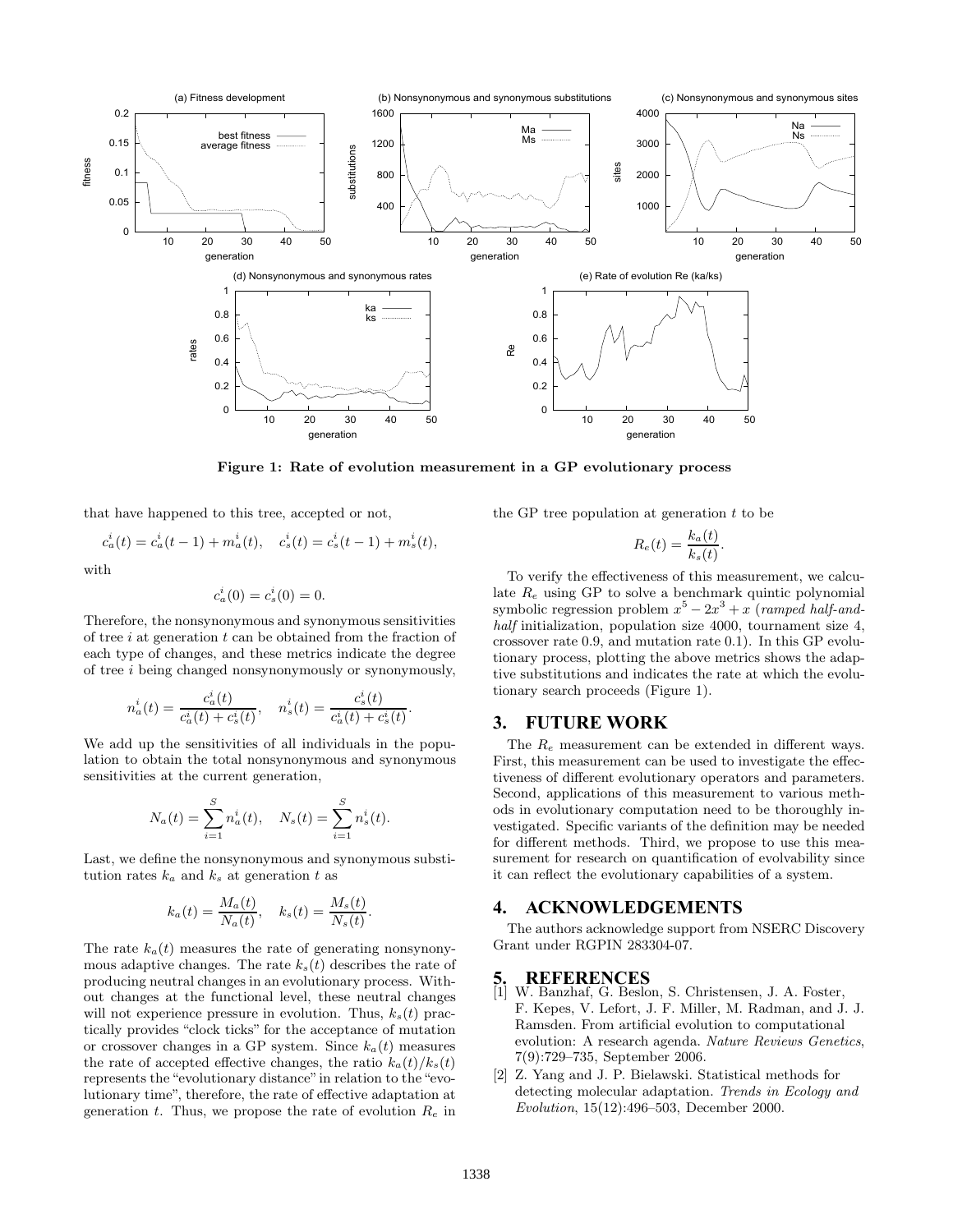(a) Fitness development

fitness

0.2
0.15
0.1
0.05
0

best fitness
average fitness

10 20 30 40 50
generation

(b) Nonsynonymous and synonymous substitutions

substitutions

1600
1200
800
400

Ma
Ms

10 20 30 40 50
generation

(c) Nonsynonymous and synonymous sites

sites

4000
3000
2000
1000

Na
Ns

10 20 30 40 50
generation

(d) Nonsynonymous and synonymous rates

rates

1
0.8
0.6
0.4
0.2
0

ka
ks

10 20 30 40 50
generation

(e) Rate of evolution Re (ka/ks)

Re

1
0.8
0.6
0.4
0.2
0

10 20 30 40 50
generation

**Figure 1: Rate of evolution measurement in a GP evolutionary process**

that have happened to this tree, accepted or not,

$$c_a^i(t) = c_a^i(t-1) + m_a^i(t), \quad c_s^i(t) = c_s^i(t-1) + m_s^i(t),$$

with

$$c_a^i(0) = c_s^i(0) = 0.$$

Therefore, the nonsynonymous and synonymous sensitivities of tree $i$ at generation $t$ can be obtained from the fraction of each type of changes, and these metrics indicate the degree of tree $i$ being changed nonsynonymously or synonymously,

$$n_a^i(t) = \frac{c_a^i(t)}{c_a^i(t) + c_s^i(t)}, \quad n_s^i(t) = \frac{c_s^i(t)}{c_a^i(t) + c_s^i(t)}.$$

We add up the sensitivities of all individuals in the population to obtain the total nonsynonymous and synonymous sensitivities at the current generation,

$$N_a(t) = \sum_{i=1}^{S} n_a^i(t), \quad N_s(t) = \sum_{i=1}^{S} n_s^i(t).$$

Last, we define the nonsynonymous and synonymous substitution rates $k_a$ and $k_s$ at generation $t$ as

$$k_a(t) = \frac{M_a(t)}{N_a(t)}, \quad k_s(t) = \frac{M_s(t)}{N_s(t)}.$$

The rate $k_a(t)$ measures the rate of generating nonsynonymous adaptive changes. The rate $k_s(t)$ describes the rate of producing neutral changes in an evolutionary process. Without changes at the functional level, these neutral changes will not experience pressure in evolution. Thus, $k_s(t)$ practically provides "clock ticks" for the acceptance of mutation or crossover changes in a GP system. Since $k_a(t)$ measures the rate of accepted effective changes, the ratio $k_a(t)/k_s(t)$ represents the "evolutionary distance" in relation to the "evolutionary time", therefore, the rate of effective adaptation at generation $t$. Thus, we propose the rate of evolution $R_e$ in the GP tree population at generation $t$ to be

$$R_e(t) = \frac{k_a(t)}{k_s(t)}.$$

To verify the effectiveness of this measurement, we calculate $R_e$ using GP to solve a benchmark quintic polynomial symbolic regression problem $x^5 - 2x^3 + x$ (*ramped half-and-half* initialization, population size 4000, tournament size 4, crossover rate 0.9, and mutation rate 0.1). In this GP evolutionary process, plotting the above metrics shows the adaptive substitutions and indicates the rate at which the evolutionary search proceeds (Figure 1).

## 3. FUTURE WORK

The $R_e$ measurement can be extended in different ways. First, this measurement can be used to investigate the effectiveness of different evolutionary operators and parameters. Second, applications of this measurement to various methods in evolutionary computation need to be thoroughly investigated. Specific variants of the definition may be needed for different methods. Third, we propose to use this measurement for research on quantification of evolvability since it can reflect the evolutionary capabilities of a system.

## 4. ACKNOWLEDGEMENTS

The authors acknowledge support from NSERC Discovery Grant under RGPIN 283304-07.

## 5. REFERENCES

[1] W. Banzhaf, G. Beslon, S. Christensen, J. A. Foster, F. Kepes, V. Lefort, J. F. Miller, M. Radman, and J. J. Ramsden. From artificial evolution to computational evolution: A research agenda. *Nature Reviews Genetics*, 7(9):729–735, September 2006.

[2] Z. Yang and J. P. Bielawski. Statistical methods for detecting molecular adaptation. *Trends in Ecology and Evolution*, 15(12):496–503, December 2000.